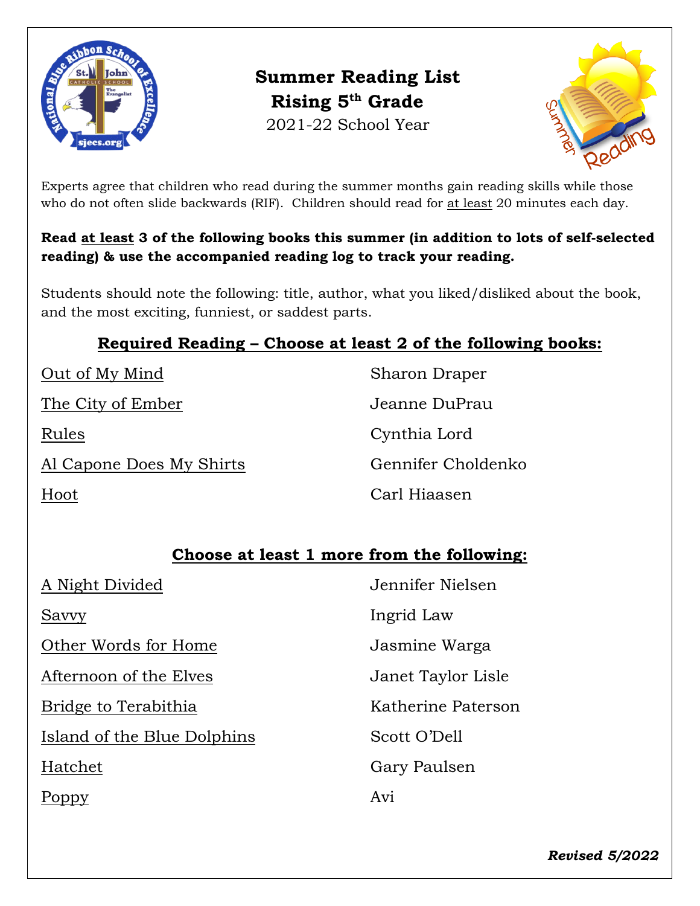# Summer Reading List
## Rising 5th Grade
2021-22 School Year

Experts agree that children who read during the summer months gain reading skills while those who do not often slide backwards (RIF). Children should read for at least 20 minutes each day.

**Read at least 3 of the following books this summer (in addition to lots of self-selected reading) & use the accompanied reading log to track your reading.**

Students should note the following: title, author, what you liked/disliked about the book, and the most exciting, funniest, or saddest parts.

### Required Reading – Choose at least 2 of the following books:

| Title | Author |
|---|---|
| Out of My Mind | Sharon Draper |
| The City of Ember | Jeanne DuPrau |
| Rules | Cynthia Lord |
| Al Capone Does My Shirts | Gennifer Choldenko |
| Hoot | Carl Hiaasen |

### Choose at least 1 more from the following:

| Title | Author |
|---|---|
| A Night Divided | Jennifer Nielsen |
| Savvy | Ingrid Law |
| Other Words for Home | Jasmine Warga |
| Afternoon of the Elves | Janet Taylor Lisle |
| Bridge to Terabithia | Katherine Paterson |
| Island of the Blue Dolphins | Scott O'Dell |
| Hatchet | Gary Paulsen |
| Poppy | Avi |

***Revised 5/2022***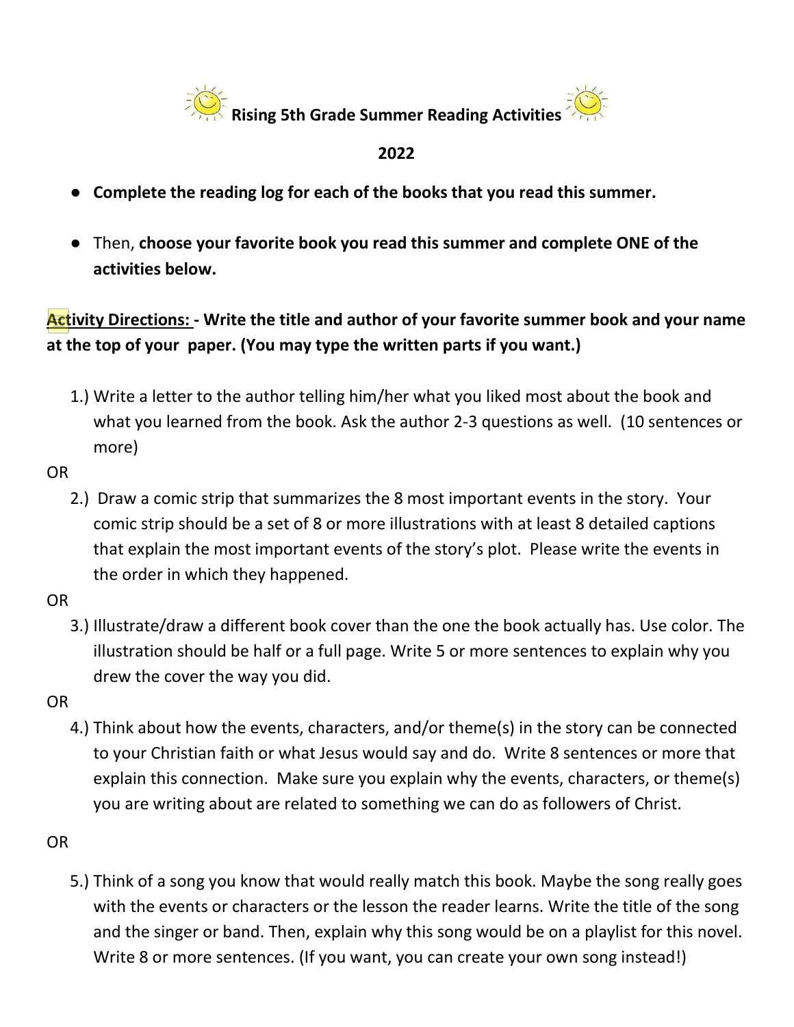# Rising 5th Grade Summer Reading Activities

**2022**

- **Complete the reading log for each of the books that you read this summer.**
- Then, **choose your favorite book you read this summer and complete ONE of the activities below.**

**Activity Directions: - Write the title and author of your favorite summer book and your name at the top of your paper. (You may type the written parts if you want.)**

1.) Write a letter to the author telling him/her what you liked most about the book and what you learned from the book. Ask the author 2-3 questions as well. (10 sentences or more)

OR

2.) Draw a comic strip that summarizes the 8 most important events in the story. Your comic strip should be a set of 8 or more illustrations with at least 8 detailed captions that explain the most important events of the story's plot. Please write the events in the order in which they happened.

OR

3.) Illustrate/draw a different book cover than the one the book actually has. Use color. The illustration should be half or a full page. Write 5 or more sentences to explain why you drew the cover the way you did.

OR

4.) Think about how the events, characters, and/or theme(s) in the story can be connected to your Christian faith or what Jesus would say and do. Write 8 sentences or more that explain this connection. Make sure you explain why the events, characters, or theme(s) you are writing about are related to something we can do as followers of Christ.

OR

5.) Think of a song you know that would really match this book. Maybe the song really goes with the events or characters or the lesson the reader learns. Write the title of the song and the singer or band. Then, explain why this song would be on a playlist for this novel. Write 8 or more sentences. (If you want, you can create your own song instead!)